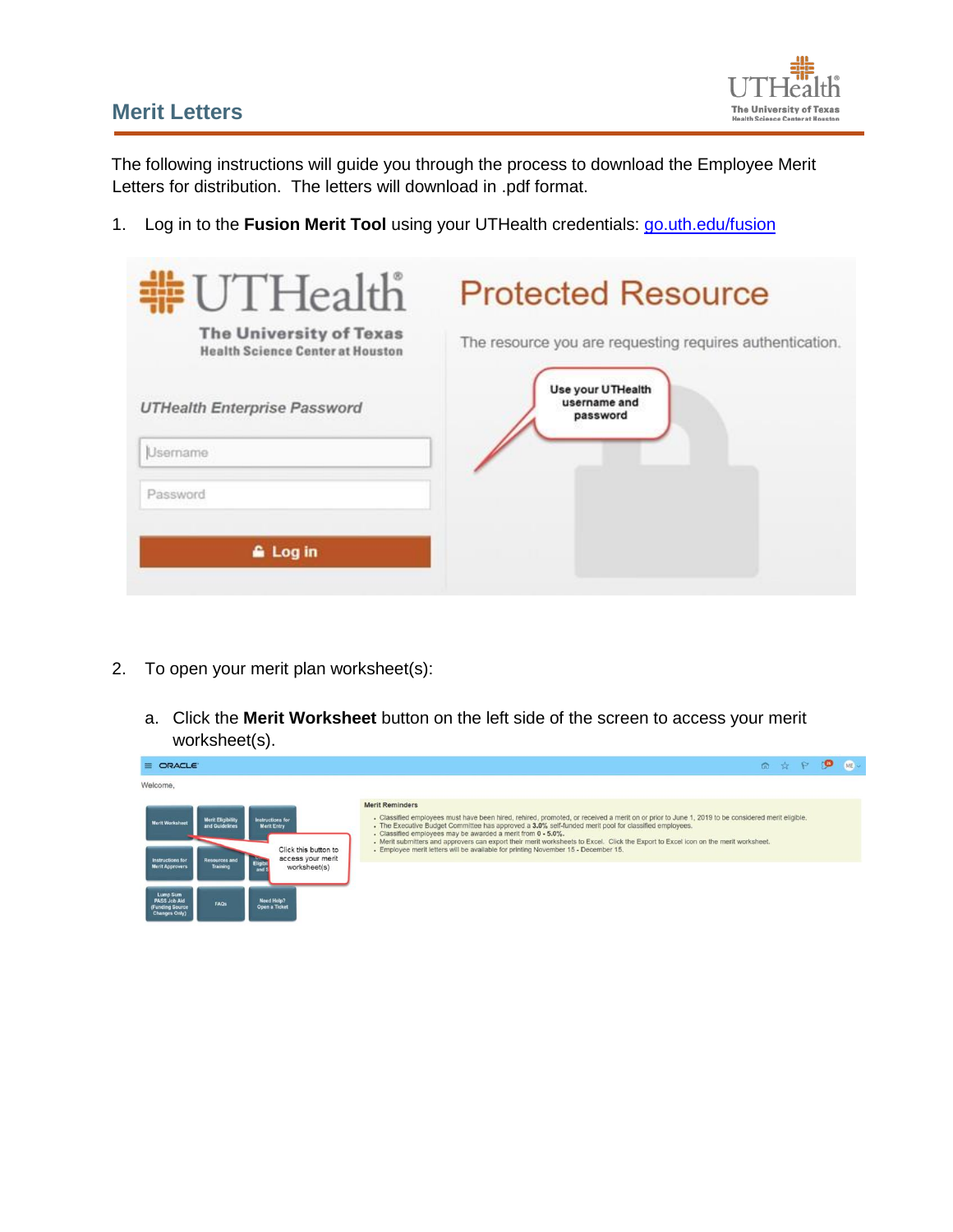## Merit Letters

The following instructions will guide you through the process to download the Employee Merit Letters for distribution. The letters will download in .pdf format.

1. Log in to the **Fusion Merit Tool** using your UTHealth credentials: [go.uth.edu/fusion](go.uth.edu/fusion)

2. To open your merit plan worksheet(s):

   a. Click the **Merit Worksheet** button on the left side of the screen to access your merit worksheet(s).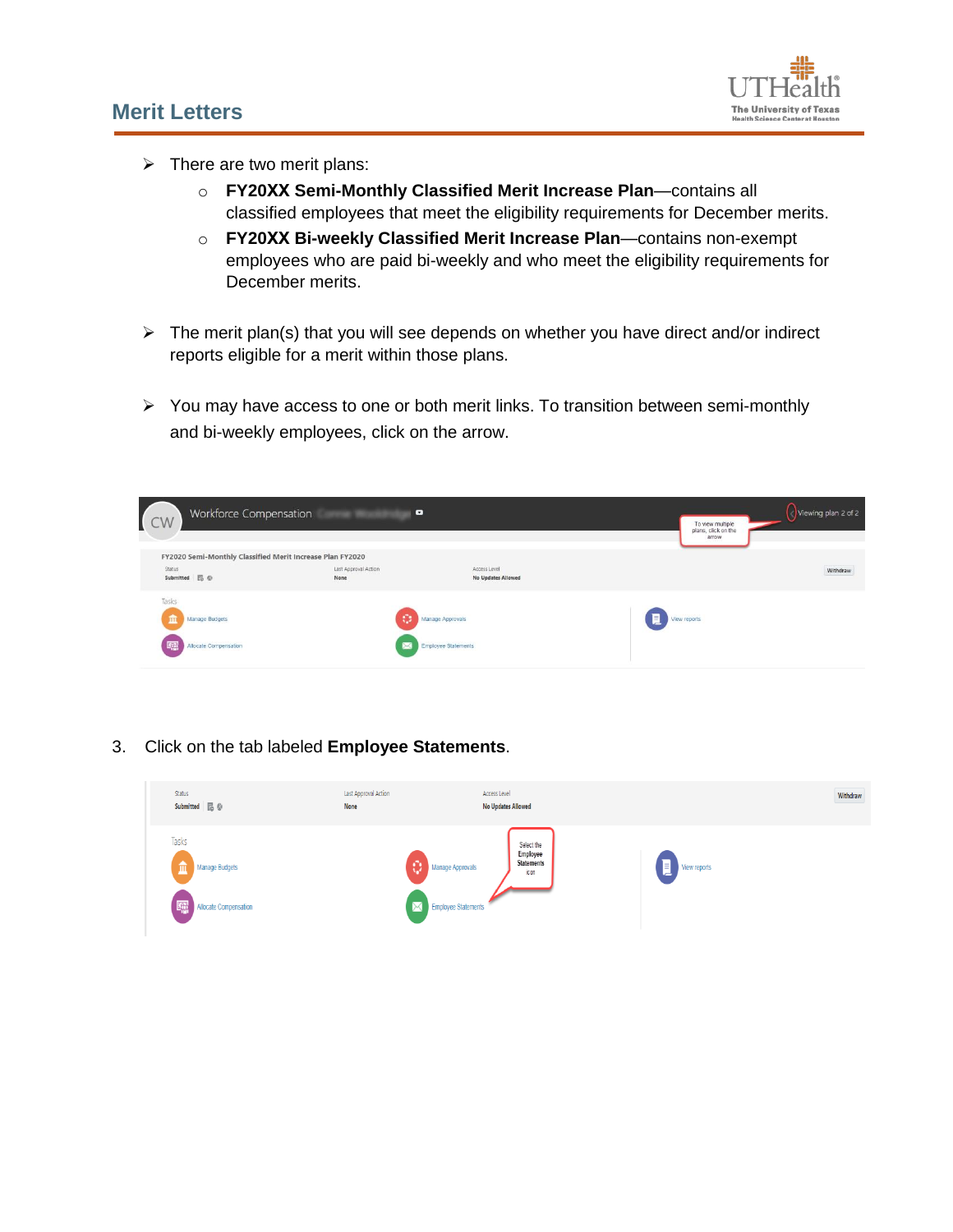## Merit Letters

- There are two merit plans:
  - **FY20XX Semi-Monthly Classified Merit Increase Plan**—contains all classified employees that meet the eligibility requirements for December merits.
  - **FY20XX Bi-weekly Classified Merit Increase Plan**—contains non-exempt employees who are paid bi-weekly and who meet the eligibility requirements for December merits.

- The merit plan(s) that you will see depends on whether you have direct and/or indirect reports eligible for a merit within those plans.

- You may have access to one or both merit links. To transition between semi-monthly and bi-weekly employees, click on the arrow.

3. Click on the tab labeled **Employee Statements**.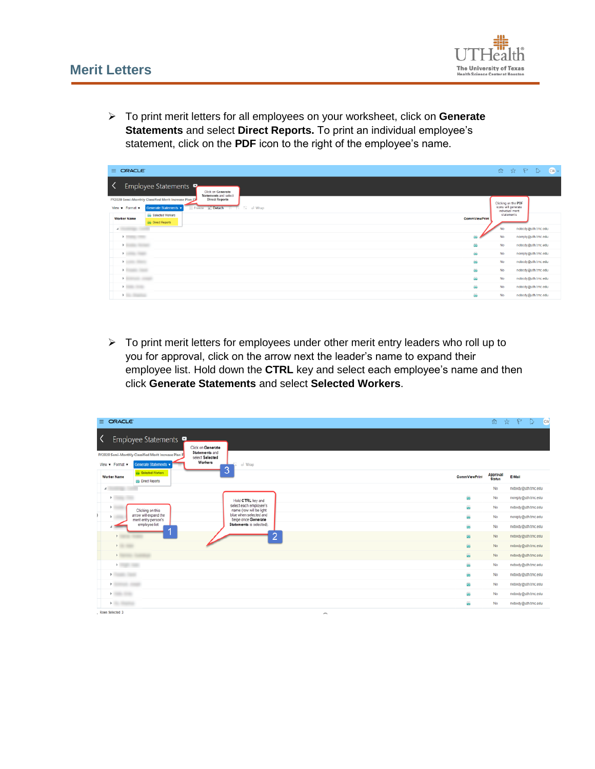## Merit Letters

- To print merit letters for all employees on your worksheet, click on **Generate Statements** and select **Direct Reports.** To print an individual employee's statement, click on the **PDF** icon to the right of the employee's name.

- To print merit letters for employees under other merit entry leaders who roll up to you for approval, click on the arrow next the leader's name to expand their employee list. Hold down the **CTRL** key and select each employee's name and then click **Generate Statements** and select **Selected Workers**.